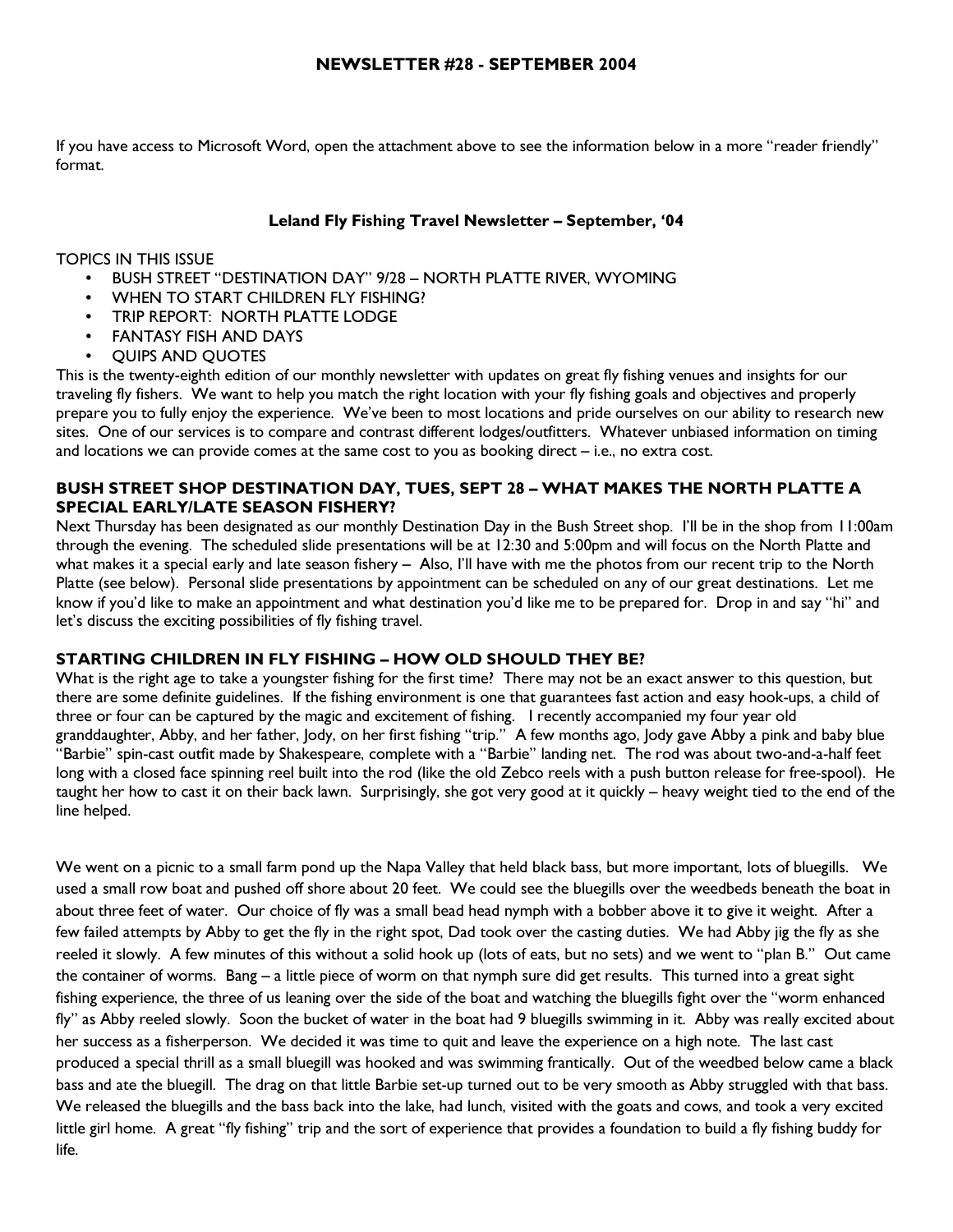# NEWSLETTER #28 - SEPTEMBER 2004

If you have access to Microsoft Word, open the attachment above to see the information below in a more "reader friendly" format.

## Leland Fly Fishing Travel Newsletter – September, '04

TOPICS IN THIS ISSUE

- BUSH STREET "DESTINATION DAY" 9/28 – NORTH PLATTE RIVER, WYOMING
- WHEN TO START CHILDREN FLY FISHING?
- TRIP REPORT: NORTH PLATTE LODGE
- FANTASY FISH AND DAYS
- QUIPS AND QUOTES

This is the twenty-eighth edition of our monthly newsletter with updates on great fly fishing venues and insights for our traveling fly fishers. We want to help you match the right location with your fly fishing goals and objectives and properly prepare you to fully enjoy the experience. We've been to most locations and pride ourselves on our ability to research new sites. One of our services is to compare and contrast different lodges/outfitters. Whatever unbiased information on timing and locations we can provide comes at the same cost to you as booking direct – i.e., no extra cost.

### BUSH STREET SHOP DESTINATION DAY, TUES, SEPT 28 – WHAT MAKES THE NORTH PLATTE A SPECIAL EARLY/LATE SEASON FISHERY?

Next Thursday has been designated as our monthly Destination Day in the Bush Street shop. I'll be in the shop from 11:00am through the evening. The scheduled slide presentations will be at 12:30 and 5:00pm and will focus on the North Platte and what makes it a special early and late season fishery – Also, I'll have with me the photos from our recent trip to the North Platte (see below). Personal slide presentations by appointment can be scheduled on any of our great destinations. Let me know if you'd like to make an appointment and what destination you'd like me to be prepared for. Drop in and say "hi" and let's discuss the exciting possibilities of fly fishing travel.

### STARTING CHILDREN IN FLY FISHING – HOW OLD SHOULD THEY BE?

What is the right age to take a youngster fishing for the first time? There may not be an exact answer to this question, but there are some definite guidelines. If the fishing environment is one that guarantees fast action and easy hook-ups, a child of three or four can be captured by the magic and excitement of fishing. I recently accompanied my four year old granddaughter, Abby, and her father, Jody, on her first fishing "trip." A few months ago, Jody gave Abby a pink and baby blue "Barbie" spin-cast outfit made by Shakespeare, complete with a "Barbie" landing net. The rod was about two-and-a-half feet long with a closed face spinning reel built into the rod (like the old Zebco reels with a push button release for free-spool). He taught her how to cast it on their back lawn. Surprisingly, she got very good at it quickly – heavy weight tied to the end of the line helped.

We went on a picnic to a small farm pond up the Napa Valley that held black bass, but more important, lots of bluegills. We used a small row boat and pushed off shore about 20 feet. We could see the bluegills over the weedbeds beneath the boat in about three feet of water. Our choice of fly was a small bead head nymph with a bobber above it to give it weight. After a few failed attempts by Abby to get the fly in the right spot, Dad took over the casting duties. We had Abby jig the fly as she reeled it slowly. A few minutes of this without a solid hook up (lots of eats, but no sets) and we went to "plan B." Out came the container of worms. Bang – a little piece of worm on that nymph sure did get results. This turned into a great sight fishing experience, the three of us leaning over the side of the boat and watching the bluegills fight over the "worm enhanced fly" as Abby reeled slowly. Soon the bucket of water in the boat had 9 bluegills swimming in it. Abby was really excited about her success as a fisherperson. We decided it was time to quit and leave the experience on a high note. The last cast produced a special thrill as a small bluegill was hooked and was swimming frantically. Out of the weedbed below came a black bass and ate the bluegill. The drag on that little Barbie set-up turned out to be very smooth as Abby struggled with that bass. We released the bluegills and the bass back into the lake, had lunch, visited with the goats and cows, and took a very excited little girl home. A great "fly fishing" trip and the sort of experience that provides a foundation to build a fly fishing buddy for life.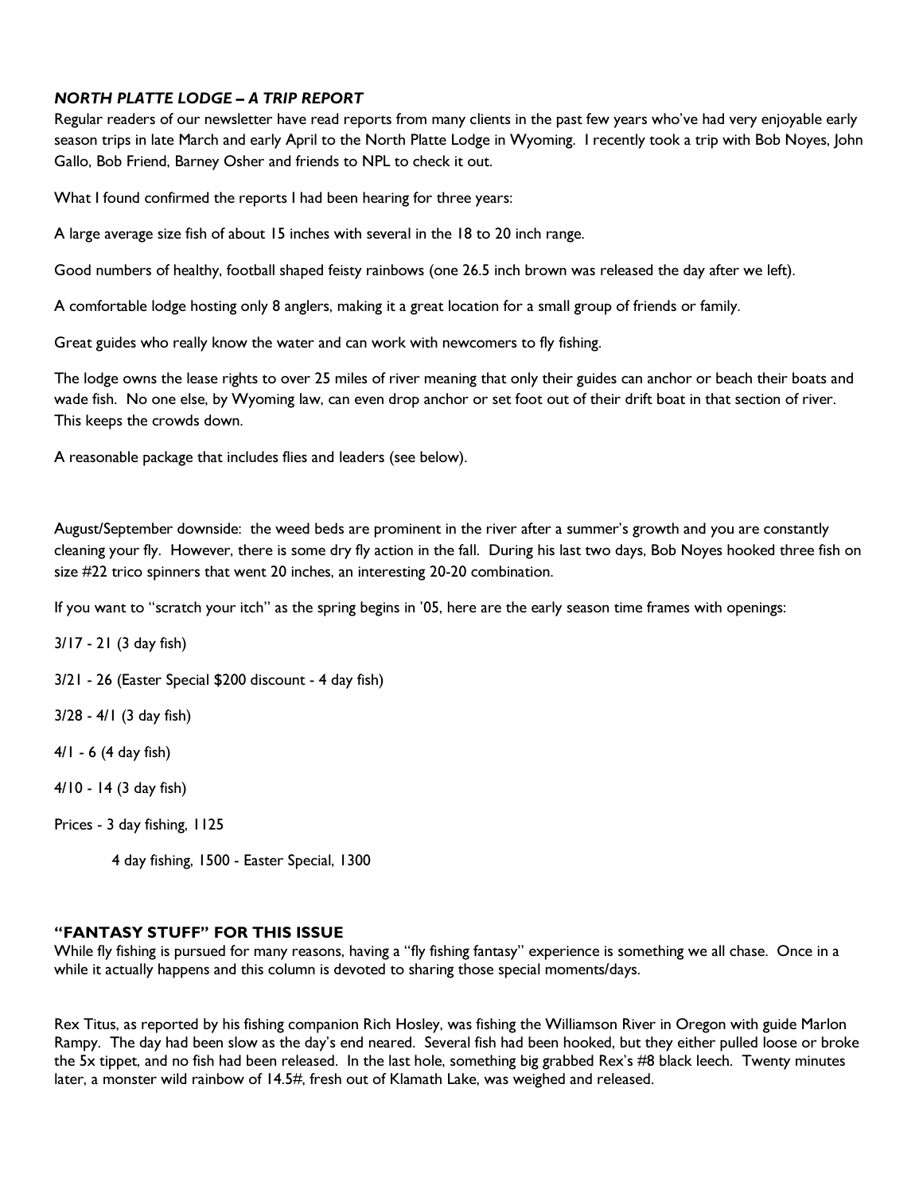### *NORTH PLATTE LODGE – A TRIP REPORT*

Regular readers of our newsletter have read reports from many clients in the past few years who've had very enjoyable early season trips in late March and early April to the North Platte Lodge in Wyoming. I recently took a trip with Bob Noyes, John Gallo, Bob Friend, Barney Osher and friends to NPL to check it out.

What I found confirmed the reports I had been hearing for three years:

A large average size fish of about 15 inches with several in the 18 to 20 inch range.

Good numbers of healthy, football shaped feisty rainbows (one 26.5 inch brown was released the day after we left).

A comfortable lodge hosting only 8 anglers, making it a great location for a small group of friends or family.

Great guides who really know the water and can work with newcomers to fly fishing.

The lodge owns the lease rights to over 25 miles of river meaning that only their guides can anchor or beach their boats and wade fish. No one else, by Wyoming law, can even drop anchor or set foot out of their drift boat in that section of river. This keeps the crowds down.

A reasonable package that includes flies and leaders (see below).

August/September downside: the weed beds are prominent in the river after a summer's growth and you are constantly cleaning your fly. However, there is some dry fly action in the fall. During his last two days, Bob Noyes hooked three fish on size #22 trico spinners that went 20 inches, an interesting 20-20 combination.

If you want to "scratch your itch" as the spring begins in '05, here are the early season time frames with openings:

3/17 - 21 (3 day fish)

3/21 - 26 (Easter Special $200 discount - 4 day fish)

3/28 - 4/1 (3 day fish)

4/1 - 6 (4 day fish)

4/10 - 14 (3 day fish)

Prices - 3 day fishing, 1125

4 day fishing, 1500 - Easter Special, 1300

### "FANTASY STUFF" FOR THIS ISSUE

While fly fishing is pursued for many reasons, having a "fly fishing fantasy" experience is something we all chase. Once in a while it actually happens and this column is devoted to sharing those special moments/days.

Rex Titus, as reported by his fishing companion Rich Hosley, was fishing the Williamson River in Oregon with guide Marlon Rampy. The day had been slow as the day's end neared. Several fish had been hooked, but they either pulled loose or broke the 5x tippet, and no fish had been released. In the last hole, something big grabbed Rex's #8 black leech. Twenty minutes later, a monster wild rainbow of 14.5#, fresh out of Klamath Lake, was weighed and released.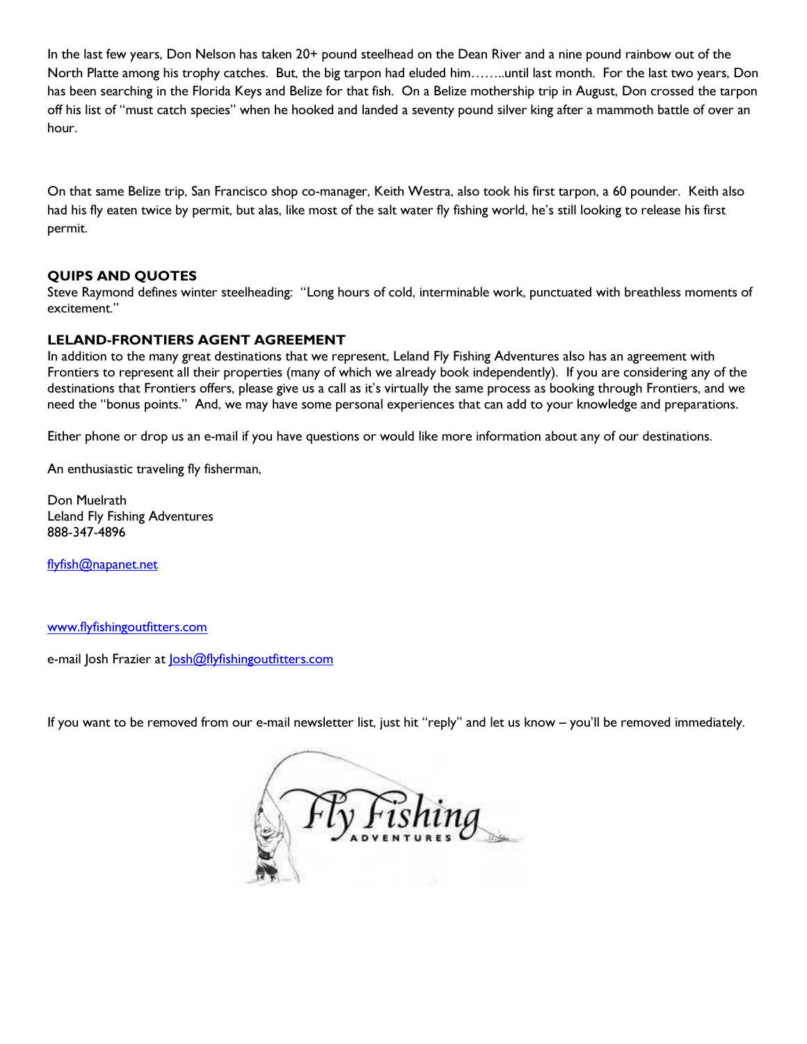In the last few years, Don Nelson has taken 20+ pound steelhead on the Dean River and a nine pound rainbow out of the North Platte among his trophy catches. But, the big tarpon had eluded him……..until last month. For the last two years, Don has been searching in the Florida Keys and Belize for that fish. On a Belize mothership trip in August, Don crossed the tarpon off his list of "must catch species" when he hooked and landed a seventy pound silver king after a mammoth battle of over an hour.

On that same Belize trip, San Francisco shop co-manager, Keith Westra, also took his first tarpon, a 60 pounder. Keith also had his fly eaten twice by permit, but alas, like most of the salt water fly fishing world, he's still looking to release his first permit.

## QUIPS AND QUOTES

Steve Raymond defines winter steelheading: "Long hours of cold, interminable work, punctuated with breathless moments of excitement."

## LELAND-FRONTIERS AGENT AGREEMENT

In addition to the many great destinations that we represent, Leland Fly Fishing Adventures also has an agreement with Frontiers to represent all their properties (many of which we already book independently). If you are considering any of the destinations that Frontiers offers, please give us a call as it's virtually the same process as booking through Frontiers, and we need the "bonus points." And, we may have some personal experiences that can add to your knowledge and preparations.

Either phone or drop us an e-mail if you have questions or would like more information about any of our destinations.

An enthusiastic traveling fly fisherman,

Don Muelrath
Leland Fly Fishing Adventures
888-347-4896

flyfish@napanet.net

www.flyfishingoutfitters.com

e-mail Josh Frazier at Josh@flyfishingoutfitters.com

If you want to be removed from our e-mail newsletter list, just hit "reply" and let us know – you'll be removed immediately.

Fly Fishing
ADVENTURES